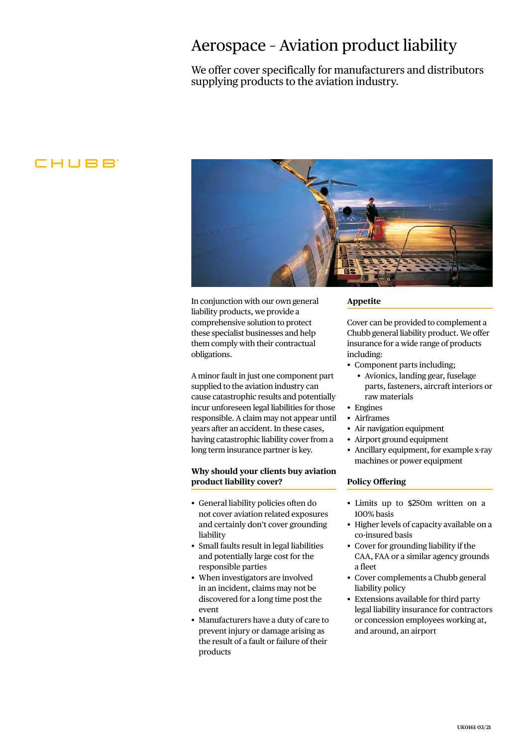# Aerospace - Aviation product liability

We offer cover specifically for manufacturers and distributors supplying products to the aviation industry.

CHUBB

In conjunction with our own general liability products, we provide a comprehensive solution to protect these specialist businesses and help them comply with their contractual obligations.

A minor fault in just one component part supplied to the aviation industry can cause catastrophic results and potentially incur unforeseen legal liabilities for those responsible. A claim may not appear until years after an accident. In these cases, having catastrophic liability cover from a long term insurance partner is key.

## Why should your clients buy aviation product liability cover?

- General liability policies often do not cover aviation related exposures and certainly don't cover grounding liability
- Small faults result in legal liabilities and potentially large cost for the responsible parties
- When investigators are involved in an incident, claims may not be discovered for a long time post the event
- Manufacturers have a duty of care to prevent injury or damage arising as the result of a fault or failure of their products

## Appetite

Cover can be provided to complement a Chubb general liability product. We offer insurance for a wide range of products including:

- Component parts including;
  - Avionics, landing gear, fuselage parts, fasteners, aircraft interiors or raw materials
- Engines
- Airframes
- Air navigation equipment
- Airport ground equipment
- Ancillary equipment, for example x-ray machines or power equipment

## Policy Offering

- Limits up to $250m written on a 100% basis
- Higher levels of capacity available on a co-insured basis
- Cover for grounding liability if the CAA, FAA or a similar agency grounds a fleet
- Cover complements a Chubb general liability policy
- Extensions available for third party legal liability insurance for contractors or concession employees working at, and around, an airport

UK0161 03/21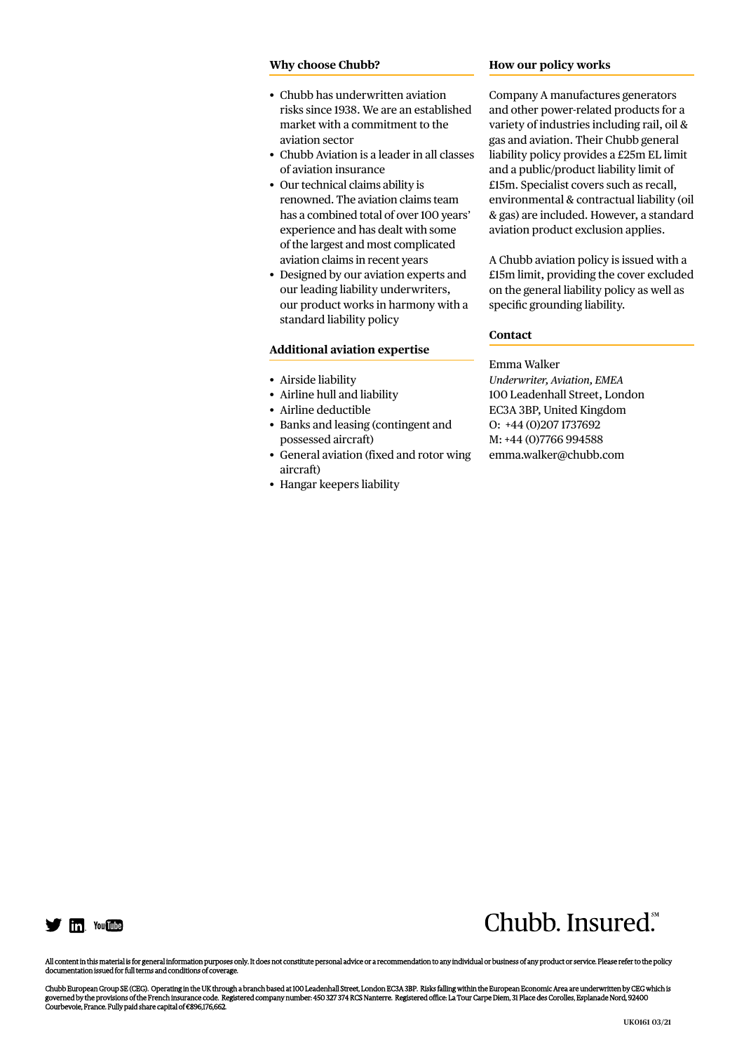## Why choose Chubb?

- Chubb has underwritten aviation risks since 1938. We are an established market with a commitment to the aviation sector
- Chubb Aviation is a leader in all classes of aviation insurance
- Our technical claims ability is renowned. The aviation claims team has a combined total of over 100 years' experience and has dealt with some of the largest and most complicated aviation claims in recent years
- Designed by our aviation experts and our leading liability underwriters, our product works in harmony with a standard liability policy

## Additional aviation expertise

- Airside liability
- Airline hull and liability
- Airline deductible
- Banks and leasing (contingent and possessed aircraft)
- General aviation (fixed and rotor wing aircraft)
- Hangar keepers liability

## How our policy works

Company A manufactures generators and other power-related products for a variety of industries including rail, oil & gas and aviation. Their Chubb general liability policy provides a £25m EL limit and a public/product liability limit of £15m. Specialist covers such as recall, environmental & contractual liability (oil & gas) are included. However, a standard aviation product exclusion applies.

A Chubb aviation policy is issued with a £15m limit, providing the cover excluded on the general liability policy as well as specific grounding liability.

## Contact

Emma Walker
*Underwriter, Aviation, EMEA*
100 Leadenhall Street, London
EC3A 3BP, United Kingdom
O: +44 (0)207 1737692
M: +44 (0)7766 994588
emma.walker@chubb.com

Chubb. Insured.℠

All content in this material is for general information purposes only. It does not constitute personal advice or a recommendation to any individual or business of any product or service. Please refer to the policy documentation issued for full terms and conditions of coverage.

Chubb European Group SE (CEG). Operating in the UK through a branch based at 100 Leadenhall Street, London EC3A 3BP. Risks falling within the European Economic Area are underwritten by CEG which is governed by the provisions of the French insurance code. Registered company number: 450 327 374 RCS Nanterre. Registered office: La Tour Carpe Diem, 31 Place des Corolles, Esplanade Nord, 92400 Courbevoie, France. Fully paid share capital of €896,176,662.

UK0161 03/21